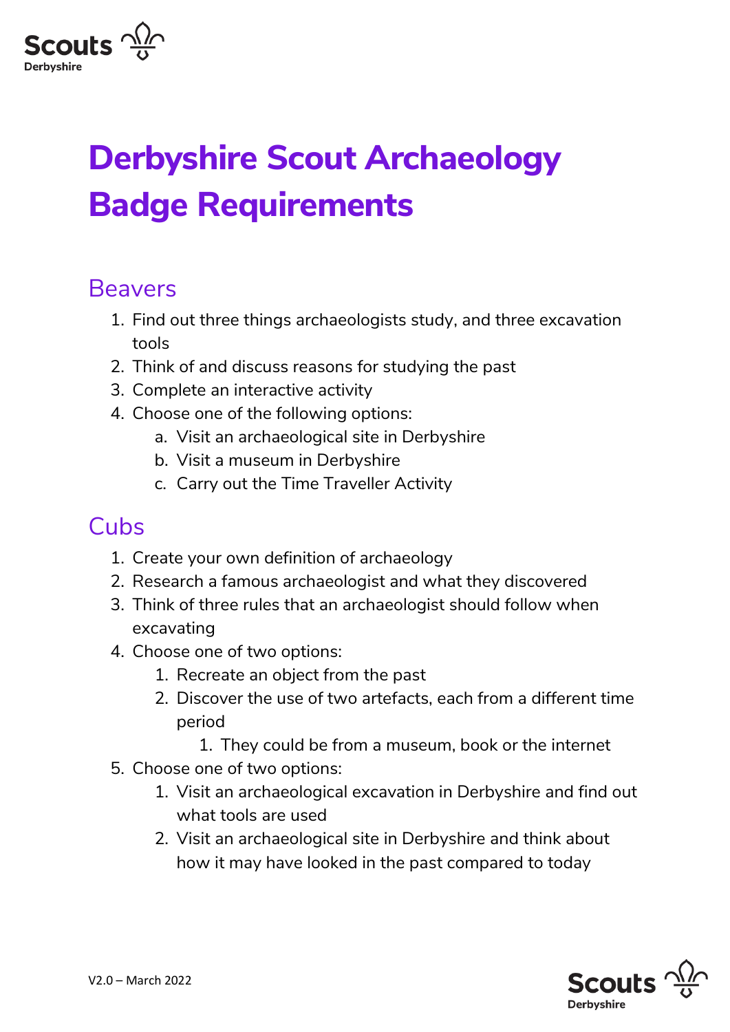# Derbyshire Scout Archaeology Badge Requirements

## Beavers

1. Find out three things archaeologists study, and three excavation tools
2. Think of and discuss reasons for studying the past
3. Complete an interactive activity
4. Choose one of the following options:
    a. Visit an archaeological site in Derbyshire
    b. Visit a museum in Derbyshire
    c. Carry out the Time Traveller Activity

## Cubs

1. Create your own definition of archaeology
2. Research a famous archaeologist and what they discovered
3. Think of three rules that an archaeologist should follow when excavating
4. Choose one of two options:
    1. Recreate an object from the past
    2. Discover the use of two artefacts, each from a different time period
        1. They could be from a museum, book or the internet
5. Choose one of two options:
    1. Visit an archaeological excavation in Derbyshire and find out what tools are used
    2. Visit an archaeological site in Derbyshire and think about how it may have looked in the past compared to today

V2.0 – March 2022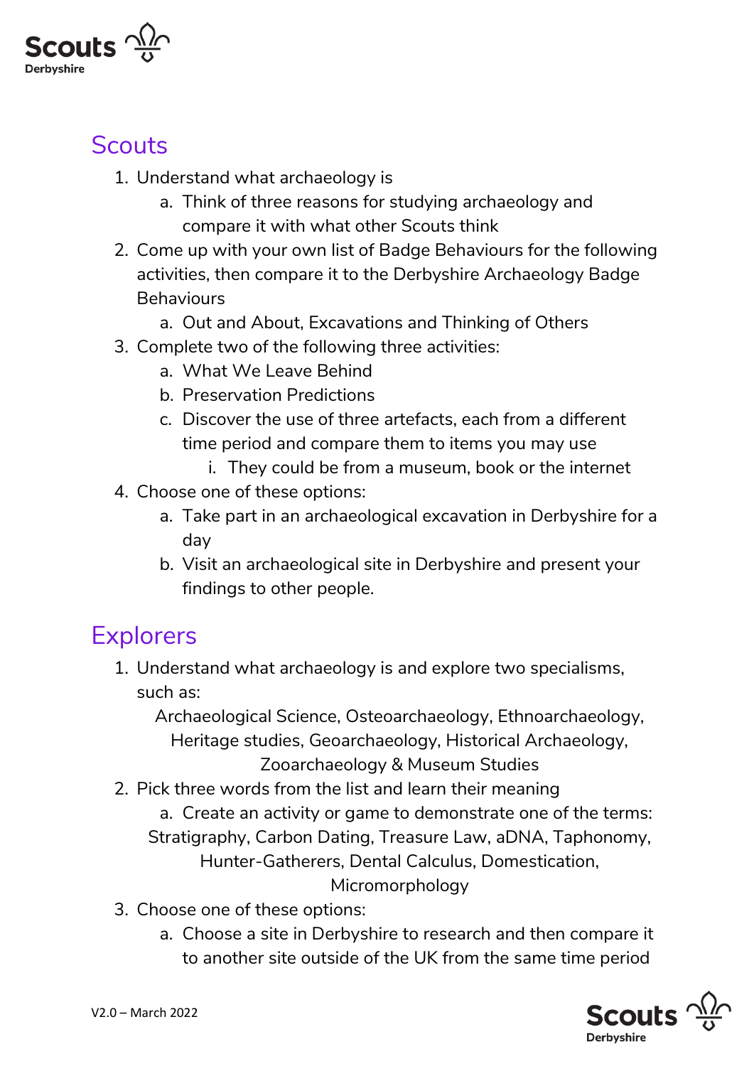## Scouts

1. Understand what archaeology is
   a. Think of three reasons for studying archaeology and compare it with what other Scouts think
2. Come up with your own list of Badge Behaviours for the following activities, then compare it to the Derbyshire Archaeology Badge Behaviours
   a. Out and About, Excavations and Thinking of Others
3. Complete two of the following three activities:
   a. What We Leave Behind
   b. Preservation Predictions
   c. Discover the use of three artefacts, each from a different time period and compare them to items you may use
      i. They could be from a museum, book or the internet
4. Choose one of these options:
   a. Take part in an archaeological excavation in Derbyshire for a day
   b. Visit an archaeological site in Derbyshire and present your findings to other people.

## Explorers

1. Understand what archaeology is and explore two specialisms, such as:

   Archaeological Science, Osteoarchaeology, Ethnoarchaeology, Heritage studies, Geoarchaeology, Historical Archaeology, Zooarchaeology & Museum Studies
2. Pick three words from the list and learn their meaning
   a. Create an activity or game to demonstrate one of the terms:

   Stratigraphy, Carbon Dating, Treasure Law, aDNA, Taphonomy, Hunter-Gatherers, Dental Calculus, Domestication, Micromorphology
3. Choose one of these options:
   a. Choose a site in Derbyshire to research and then compare it to another site outside of the UK from the same time period

V2.0 – March 2022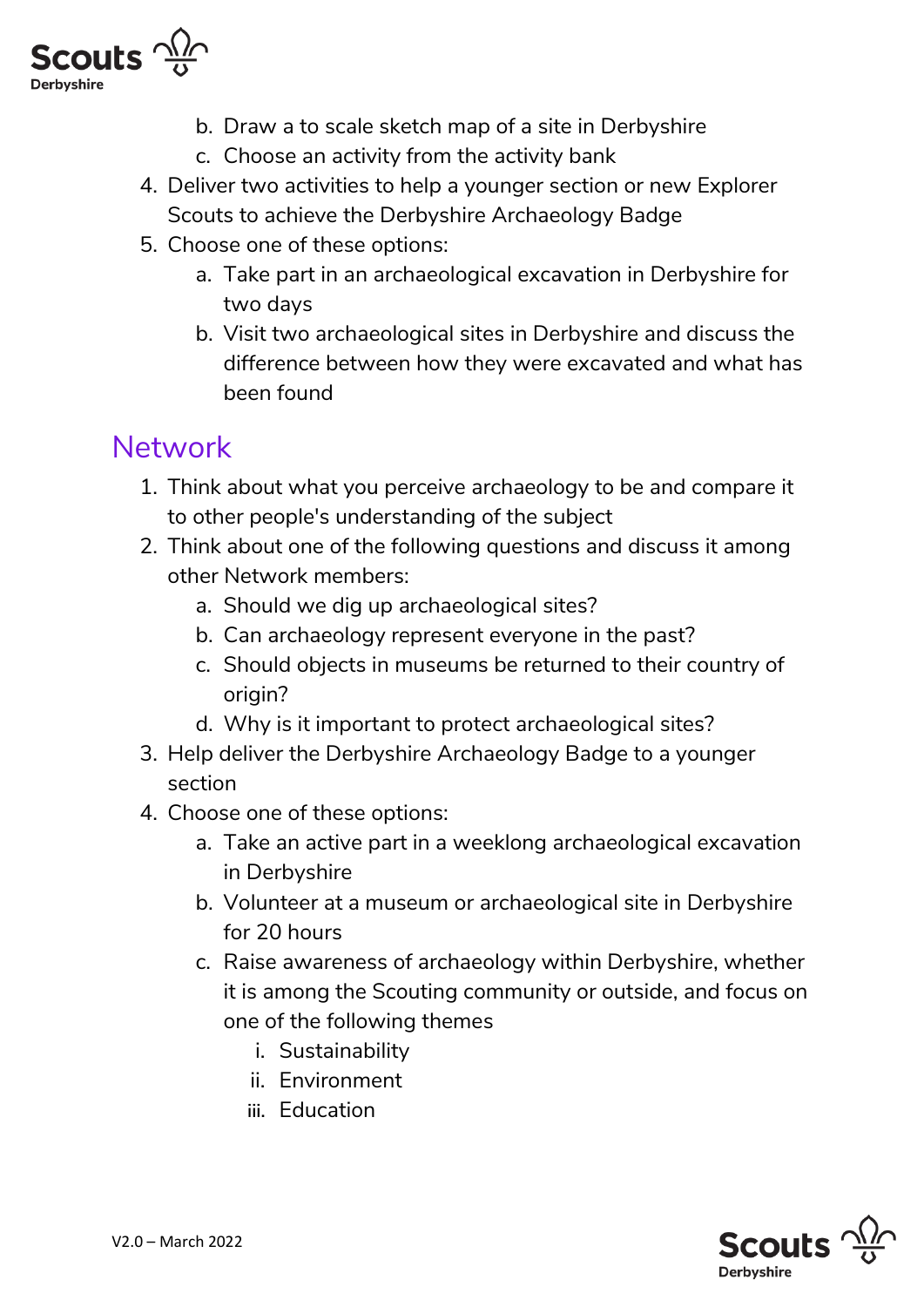b. Draw a to scale sketch map of a site in Derbyshire
   c. Choose an activity from the activity bank
4. Deliver two activities to help a younger section or new Explorer Scouts to achieve the Derbyshire Archaeology Badge
5. Choose one of these options:
   a. Take part in an archaeological excavation in Derbyshire for two days
   b. Visit two archaeological sites in Derbyshire and discuss the difference between how they were excavated and what has been found

## Network

1. Think about what you perceive archaeology to be and compare it to other people's understanding of the subject
2. Think about one of the following questions and discuss it among other Network members:
   a. Should we dig up archaeological sites?
   b. Can archaeology represent everyone in the past?
   c. Should objects in museums be returned to their country of origin?
   d. Why is it important to protect archaeological sites?
3. Help deliver the Derbyshire Archaeology Badge to a younger section
4. Choose one of these options:
   a. Take an active part in a weeklong archaeological excavation in Derbyshire
   b. Volunteer at a museum or archaeological site in Derbyshire for 20 hours
   c. Raise awareness of archaeology within Derbyshire, whether it is among the Scouting community or outside, and focus on one of the following themes
      i. Sustainability
      ii. Environment
      iii. Education

V2.0 – March 2022